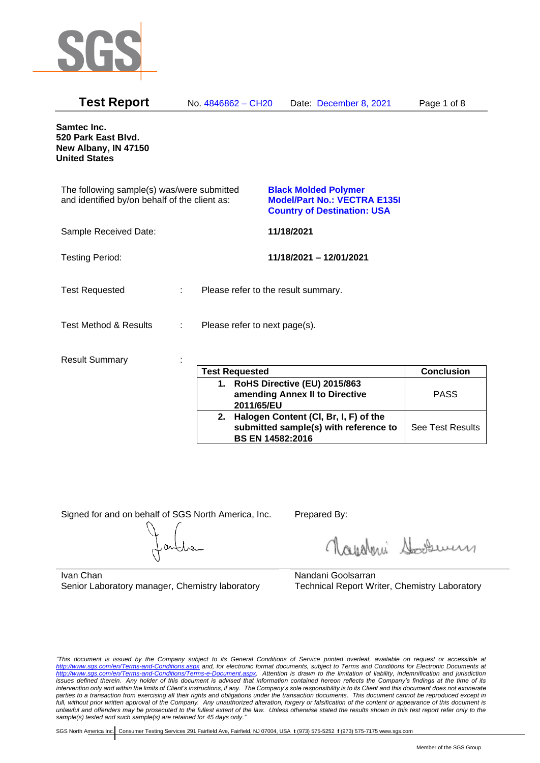SGS

# Test Report

No. 4846862 – CH20 Date: December 8, 2021

**Samtec Inc.**
**520 Park East Blvd.**
**New Albany, IN 47150**
**United States**

The following sample(s) was/were submitted and identified by/on behalf of the client as:

**Black Molded Polymer**
**Model/Part No.: VECTRA E135I**
**Country of Destination: USA**

Sample Received Date: **11/18/2021**

Testing Period: **11/18/2021 – 12/01/2021**

Test Requested : Please refer to the result summary.

Test Method & Results : Please refer to next page(s).

Result Summary :

| Test Requested | Conclusion |
|---|---|
| **1. RoHS Directive (EU) 2015/863 amending Annex II to Directive 2011/65/EU** | PASS |
| **2. Halogen Content (Cl, Br, I, F) of the submitted sample(s) with reference to BS EN 14582:2016** | See Test Results |

Signed for and on behalf of SGS North America, Inc.

Ivan Chan
Senior Laboratory manager, Chemistry laboratory

Prepared By:

Nandani Goolsarran
Technical Report Writer, Chemistry Laboratory

*"This document is issued by the Company subject to its General Conditions of Service printed overleaf, available on request or accessible at http://www.sgs.com/en/Terms-and-Conditions.aspx and, for electronic format documents, subject to Terms and Conditions for Electronic Documents at http://www.sgs.com/en/Terms-and-Conditions/Terms-e-Document.aspx. Attention is drawn to the limitation of liability, indemnification and jurisdiction issues defined therein. Any holder of this document is advised that information contained hereon reflects the Company's findings at the time of its intervention only and within the limits of Client's instructions, if any. The Company's sole responsibility is to its Client and this document does not exonerate parties to a transaction from exercising all their rights and obligations under the transaction documents. This document cannot be reproduced except in full, without prior written approval of the Company. Any unauthorized alteration, forgery or falsification of the content or appearance of this document is unlawful and offenders may be prosecuted to the fullest extent of the law. Unless otherwise stated the results shown in this test report refer only to the sample(s) tested and such sample(s) are retained for 45 days only."*

SGS North America Inc. | Consumer Testing Services 291 Fairfield Ave, Fairfield, NJ 07004, USA **t** (973) 575-5252 **f** (973) 575-7175 www.sgs.com

Member of the SGS Group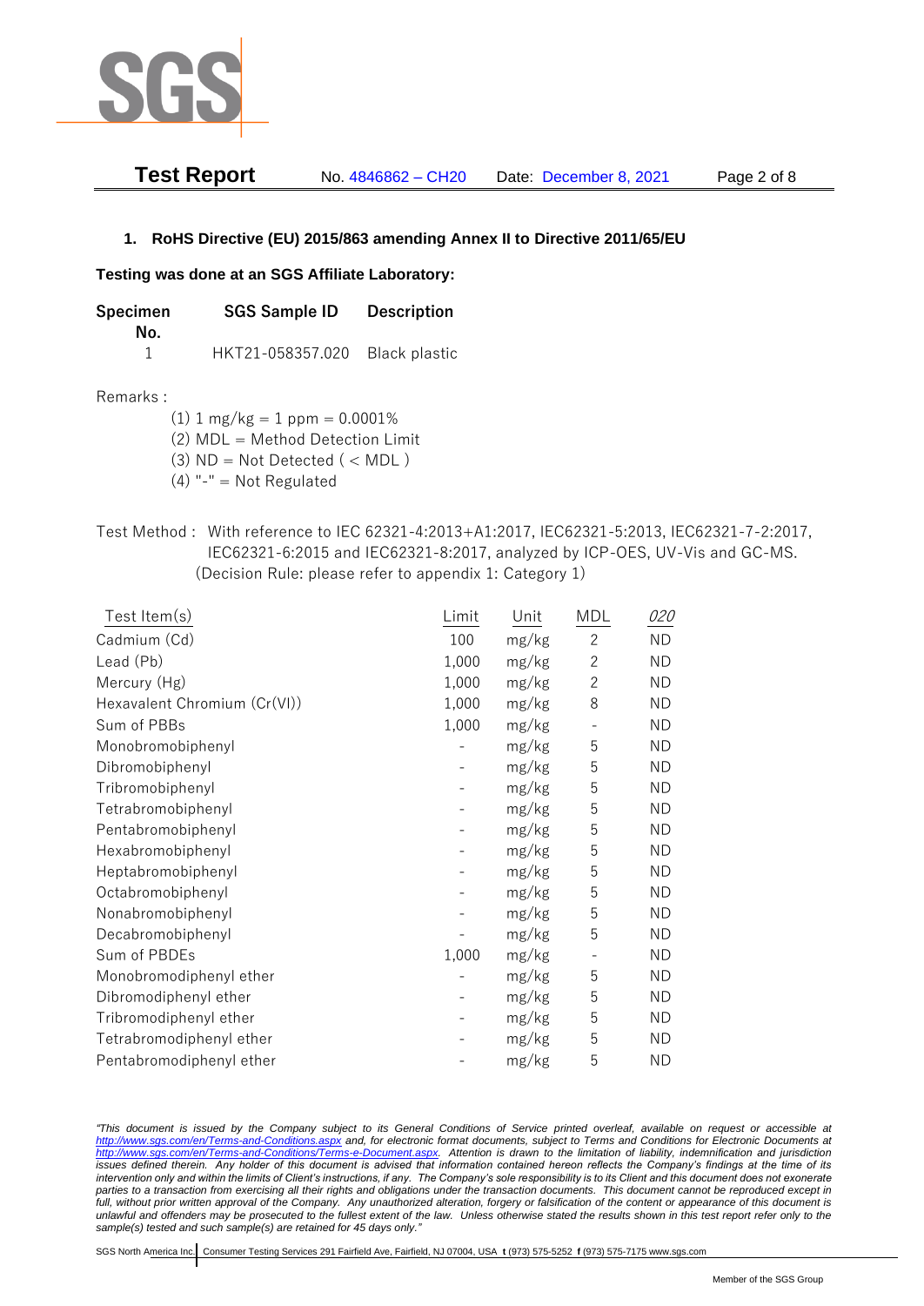## 1. RoHS Directive (EU) 2015/863 amending Annex II to Directive 2011/65/EU

**Testing was done at an SGS Affiliate Laboratory:**

| Specimen No. | SGS Sample ID | Description |
|---|---|---|
| 1 | HKT21-058357.020 | Black plastic |

Remarks :

(1) 1 mg/kg = 1 ppm = 0.0001%
(2) MDL = Method Detection Limit
(3) ND = Not Detected ( < MDL )
(4) "-" = Not Regulated

Test Method : With reference to IEC 62321-4:2013+A1:2017, IEC62321-5:2013, IEC62321-7-2:2017, IEC62321-6:2015 and IEC62321-8:2017, analyzed by ICP-OES, UV-Vis and GC-MS. (Decision Rule: please refer to appendix 1: Category 1)

| Test Item(s) | Limit | Unit | MDL | *020* |
|---|---|---|---|---|
| Cadmium (Cd) | 100 | mg/kg | 2 | ND |
| Lead (Pb) | 1,000 | mg/kg | 2 | ND |
| Mercury (Hg) | 1,000 | mg/kg | 2 | ND |
| Hexavalent Chromium (Cr(VI)) | 1,000 | mg/kg | 8 | ND |
| Sum of PBBs | 1,000 | mg/kg | - | ND |
| Monobromobiphenyl | - | mg/kg | 5 | ND |
| Dibromobiphenyl | - | mg/kg | 5 | ND |
| Tribromobiphenyl | - | mg/kg | 5 | ND |
| Tetrabromobiphenyl | - | mg/kg | 5 | ND |
| Pentabromobiphenyl | - | mg/kg | 5 | ND |
| Hexabromobiphenyl | - | mg/kg | 5 | ND |
| Heptabromobiphenyl | - | mg/kg | 5 | ND |
| Octabromobiphenyl | - | mg/kg | 5 | ND |
| Nonabromobiphenyl | - | mg/kg | 5 | ND |
| Decabromobiphenyl | - | mg/kg | 5 | ND |
| Sum of PBDEs | 1,000 | mg/kg | - | ND |
| Monobromodiphenyl ether | - | mg/kg | 5 | ND |
| Dibromodiphenyl ether | - | mg/kg | 5 | ND |
| Tribromodiphenyl ether | - | mg/kg | 5 | ND |
| Tetrabromodiphenyl ether | - | mg/kg | 5 | ND |
| Pentabromodiphenyl ether | - | mg/kg | 5 | ND |

*"This document is issued by the Company subject to its General Conditions of Service printed overleaf, available on request or accessible at http://www.sgs.com/en/Terms-and-Conditions.aspx and, for electronic format documents, subject to Terms and Conditions for Electronic Documents at http://www.sgs.com/en/Terms-and-Conditions/Terms-e-Document.aspx. Attention is drawn to the limitation of liability, indemnification and jurisdiction issues defined therein. Any holder of this document is advised that information contained hereon reflects the Company's findings at the time of its intervention only and within the limits of Client's instructions, if any. The Company's sole responsibility is to its Client and this document does not exonerate parties to a transaction from exercising all their rights and obligations under the transaction documents. This document cannot be reproduced except in full, without prior written approval of the Company. Any unauthorized alteration, forgery or falsification of the content or appearance of this document is unlawful and offenders may be prosecuted to the fullest extent of the law. Unless otherwise stated the results shown in this test report refer only to the sample(s) tested and such sample(s) are retained for 45 days only."*

SGS North America Inc. | Consumer Testing Services 291 Fairfield Ave, Fairfield, NJ 07004, USA t (973) 575-5252 f (973) 575-7175 www.sgs.com

Member of the SGS Group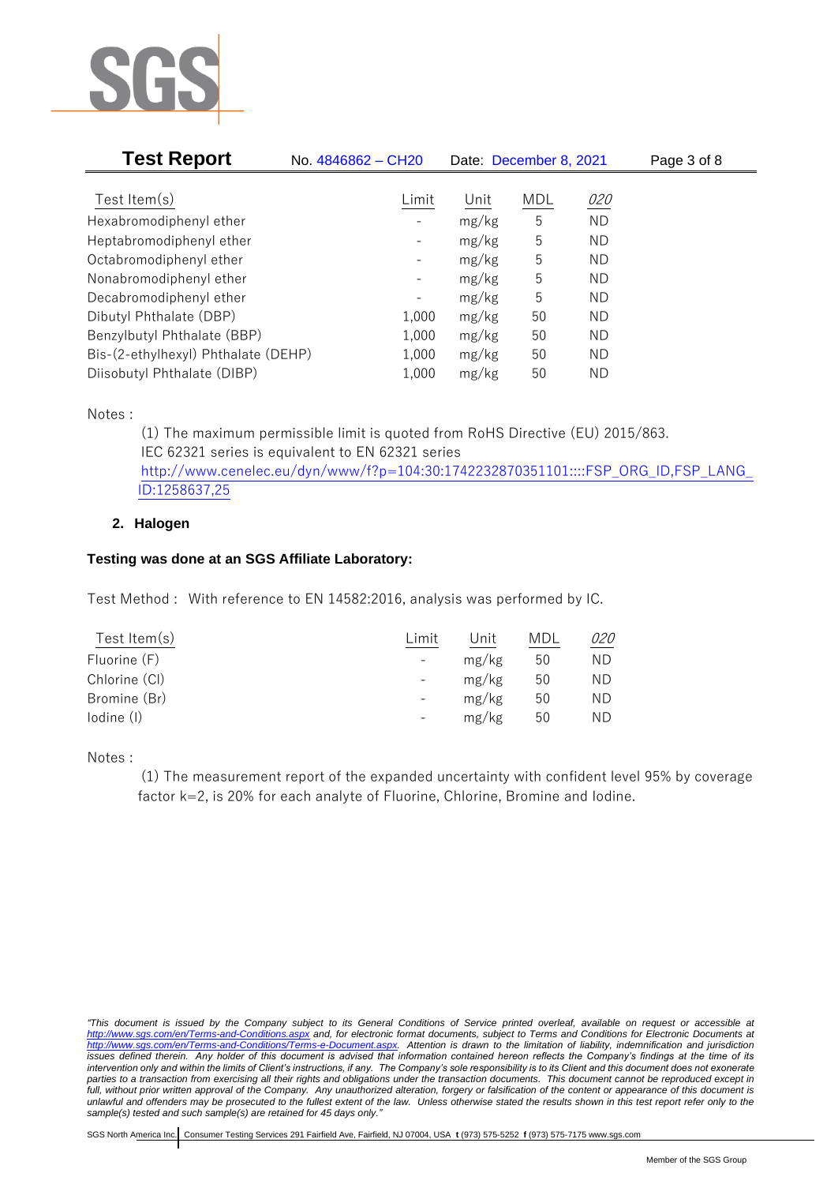| Test Item(s) | Limit | Unit | MDL | *020* |
|---|---|---|---|---|
| Hexabromodiphenyl ether | - | mg/kg | 5 | ND |
| Heptabromodiphenyl ether | - | mg/kg | 5 | ND |
| Octabromodiphenyl ether | - | mg/kg | 5 | ND |
| Nonabromodiphenyl ether | - | mg/kg | 5 | ND |
| Decabromodiphenyl ether | - | mg/kg | 5 | ND |
| Dibutyl Phthalate (DBP) | 1,000 | mg/kg | 50 | ND |
| Benzylbutyl Phthalate (BBP) | 1,000 | mg/kg | 50 | ND |
| Bis-(2-ethylhexyl) Phthalate (DEHP) | 1,000 | mg/kg | 50 | ND |
| Diisobutyl Phthalate (DIBP) | 1,000 | mg/kg | 50 | ND |

Notes :

(1) The maximum permissible limit is quoted from RoHS Directive (EU) 2015/863.
IEC 62321 series is equivalent to EN 62321 series
http://www.cenelec.eu/dyn/www/f?p=104:30:1742232870351101::::FSP_ORG_ID,FSP_LANG_ID:1258637,25

## 2. Halogen

**Testing was done at an SGS Affiliate Laboratory:**

Test Method : With reference to EN 14582:2016, analysis was performed by IC.

| Test Item(s) | Limit | Unit | MDL | *020* |
|---|---|---|---|---|
| Fluorine (F) | - | mg/kg | 50 | ND |
| Chlorine (Cl) | - | mg/kg | 50 | ND |
| Bromine (Br) | - | mg/kg | 50 | ND |
| Iodine (I) | - | mg/kg | 50 | ND |

Notes :

(1) The measurement report of the expanded uncertainty with confident level 95% by coverage factor k=2, is 20% for each analyte of Fluorine, Chlorine, Bromine and Iodine.

*"This document is issued by the Company subject to its General Conditions of Service printed overleaf, available on request or accessible at http://www.sgs.com/en/Terms-and-Conditions.aspx and, for electronic format documents, subject to Terms and Conditions for Electronic Documents at http://www.sgs.com/en/Terms-and-Conditions/Terms-e-Document.aspx. Attention is drawn to the limitation of liability, indemnification and jurisdiction issues defined therein. Any holder of this document is advised that information contained hereon reflects the Company's findings at the time of its intervention only and within the limits of Client's instructions, if any. The Company's sole responsibility is to its Client and this document does not exonerate parties to a transaction from exercising all their rights and obligations under the transaction documents. This document cannot be reproduced except in full, without prior written approval of the Company. Any unauthorized alteration, forgery or falsification of the content or appearance of this document is unlawful and offenders may be prosecuted to the fullest extent of the law. Unless otherwise stated the results shown in this test report refer only to the sample(s) tested and such sample(s) are retained for 45 days only."*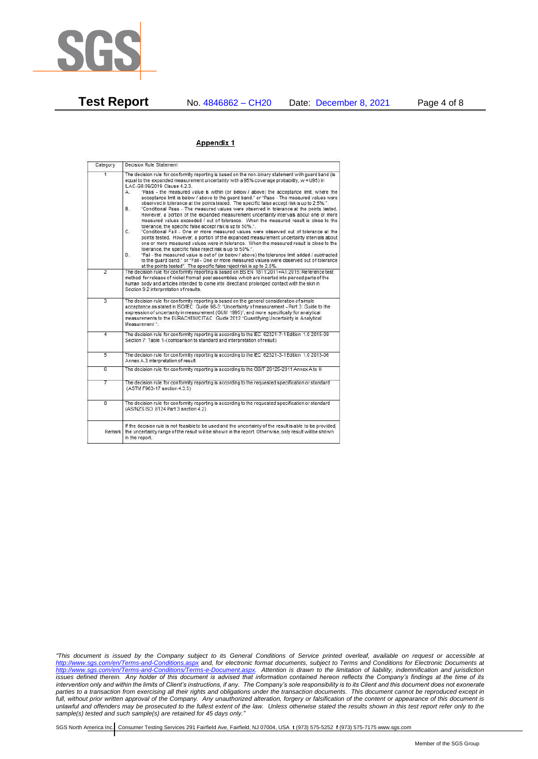## Appendix 1

| Category | Decision Rule Statement |
|---|---|
| 1 | The decision rule for conformity reporting is based on the non-binary statement with guard band (is equal to the expanded measurement uncertainty with a 95% coverage probability, w = U95) in ILAC-G8:09/2019 Clause 4.2.3.<br>A. "Pass - the measured value is within (or below / above) the acceptance limit, where the acceptance limit is below / above to the guard band." or "Pass - The measured values were observed in tolerance at the points tested. The specific false accept risk is up to 2.5%.".<br>B. "Conditional Pass - The measured values were observed in tolerance at the points tested. However, a portion of the expanded measurement uncertainty intervals about one or more measured values exceeded / out of tolerance. When the measured result is close to the tolerance, the specific false accept risk is up to 50%.".<br>C. "Conditional Fail - One or more measured values were observed out of tolerance at the points tested. However, a portion of the expanded measurement uncertainty intervals about one or more measured values were in tolerance. When the measured result is close to the tolerance, the specific false reject risk is up to 50%.".<br>D. "Fail - the measured value is out of (or below / above) the tolerance limit added / subtracted to the guard band." or "Fail - One or more measured values were observed out of tolerance at the points tested". The specific false reject risk is up to 2.5%. |
| 2 | The decision rule for conformity reporting is based on BS EN 1811:2011+A1:2015: Reference test method for release of nickel from all post assemblies which are inserted into pierced parts of the human body and articles intended to come into direct and prolonged contact with the skin in Section 9.2 interpretation of results. |
| 3 | The decision rule for conformity reporting is based on the general consideration of simple acceptance as stated in ISO/IEC Guide 98-3: "Uncertainty of measurement - Part 3: Guide to the expression of uncertainty in measurement (GUM 1995)", and more specifically for analytical measurements to the EURACHEM/CITAC Guide 2012 "Quantifying Uncertainty in Analytical Measurement ". |
| 4 | The decision rule for conformity reporting is according to the IEC 62321-7-1 Edition 1.0 2015-09 Section 7: Table 1-(comparison to standard and interpretation of result) |
| 5 | The decision rule for conformity reporting is according to the IEC 62321-3-1 Edition 1.0 2013-06 Annex A.3 interpretation of result. |
| 6 | The decision rule for conformity reporting is according to the GB/T 26125-2011 Annex A to H |
| 7 | The decision rule for conformity reporting is according to the requested specification or standard (ASTM F963-17 section 4.3.5) |
| 8 | The decision rule for conformity reporting is according to the requested specification or standard (AS/NZS ISO 8124 Part 3 section 4.2) |
| Remark | If the decision rule is not feasible to be used and the uncertainty of the result is able to be provided, the uncertainty range of the result will be shown in the report. Otherwise, only result will be shown in the report. |

*"This document is issued by the Company subject to its General Conditions of Service printed overleaf, available on request or accessible at http://www.sgs.com/en/Terms-and-Conditions.aspx and, for electronic format documents, subject to Terms and Conditions for Electronic Documents at http://www.sgs.com/en/Terms-and-Conditions/Terms-e-Document.aspx. Attention is drawn to the limitation of liability, indemnification and jurisdiction issues defined therein. Any holder of this document is advised that information contained hereon reflects the Company's findings at the time of its intervention only and within the limits of Client's instructions, if any. The Company's sole responsibility is to its Client and this document does not exonerate parties to a transaction from exercising all their rights and obligations under the transaction documents. This document cannot be reproduced except in full, without prior written approval of the Company. Any unauthorized alteration, forgery or falsification of the content or appearance of this document is unlawful and offenders may be prosecuted to the fullest extent of the law. Unless otherwise stated the results shown in this test report refer only to the sample(s) tested and such sample(s) are retained for 45 days only."*

SGS North America Inc. | Consumer Testing Services 291 Fairfield Ave, Fairfield, NJ 07004, USA **t** (973) 575-5252 **f** (973) 575-7175 www.sgs.com

Member of the SGS Group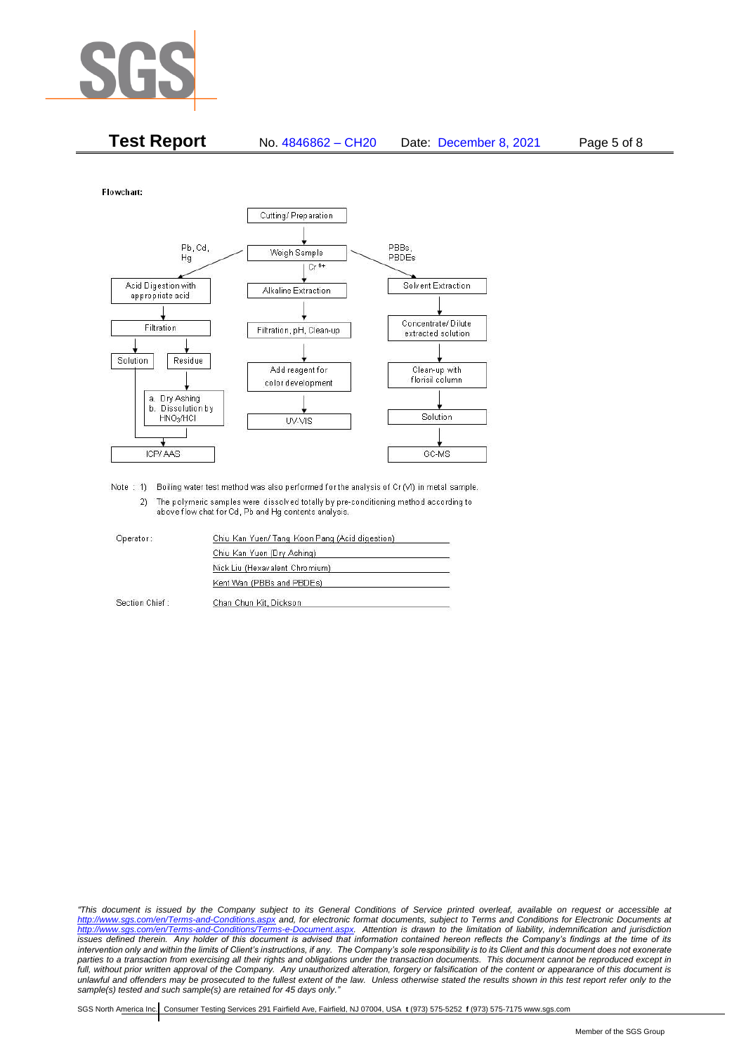**Flowchart:**

Cutting/ Preparation → Weigh Sample

**Pb, Cd, Hg:** Acid Digestion with appropriate acid → Filtration → Solution / Residue; Residue → a. Dry Ashing b. Dissolution by $HNO_3/HCl$ → ICP/ AAS; Solution → ICP/ AAS

**$Cr^{6+}$:** Alkaline Extraction → Filtration, pH, Clean-up → Add reagent for color development → UV-VIS

**PBBs, PBDEs:** Solvent Extraction → Concentrate/ Dilute extracted solution → Clean-up with florisil column → Solution → GC-MS

Note : 1) Boiling water test method was also performed for the analysis of Cr (VI) in metal sample.

2) The polymeric samples were dissolved totally by pre-conditioning method according to above flow chat for Cd, Pb and Hg contents analysis.

| | |
|---|---|
| Operator: | Chiu Kan Yuen/ Tang Koon Pang (Acid digestion) |
| | Chiu Kan Yuen (Dry Ashing) |
| | Nick Liu (Hexavalent Chromium) |
| | Kent Wan (PBBs and PBDEs) |
| Section Chief : | Chan Chun Kit, Dickson |

*"This document is issued by the Company subject to its General Conditions of Service printed overleaf, available on request or accessible at http://www.sgs.com/en/Terms-and-Conditions.aspx and, for electronic format documents, subject to Terms and Conditions for Electronic Documents at http://www.sgs.com/en/Terms-and-Conditions/Terms-e-Document.aspx. Attention is drawn to the limitation of liability, indemnification and jurisdiction issues defined therein. Any holder of this document is advised that information contained hereon reflects the Company's findings at the time of its intervention only and within the limits of Client's instructions, if any. The Company's sole responsibility is to its Client and this document does not exonerate parties to a transaction from exercising all their rights and obligations under the transaction documents. This document cannot be reproduced except in full, without prior written approval of the Company. Any unauthorized alteration, forgery or falsification of the content or appearance of this document is unlawful and offenders may be prosecuted to the fullest extent of the law. Unless otherwise stated the results shown in this test report refer only to the sample(s) tested and such sample(s) are retained for 45 days only."*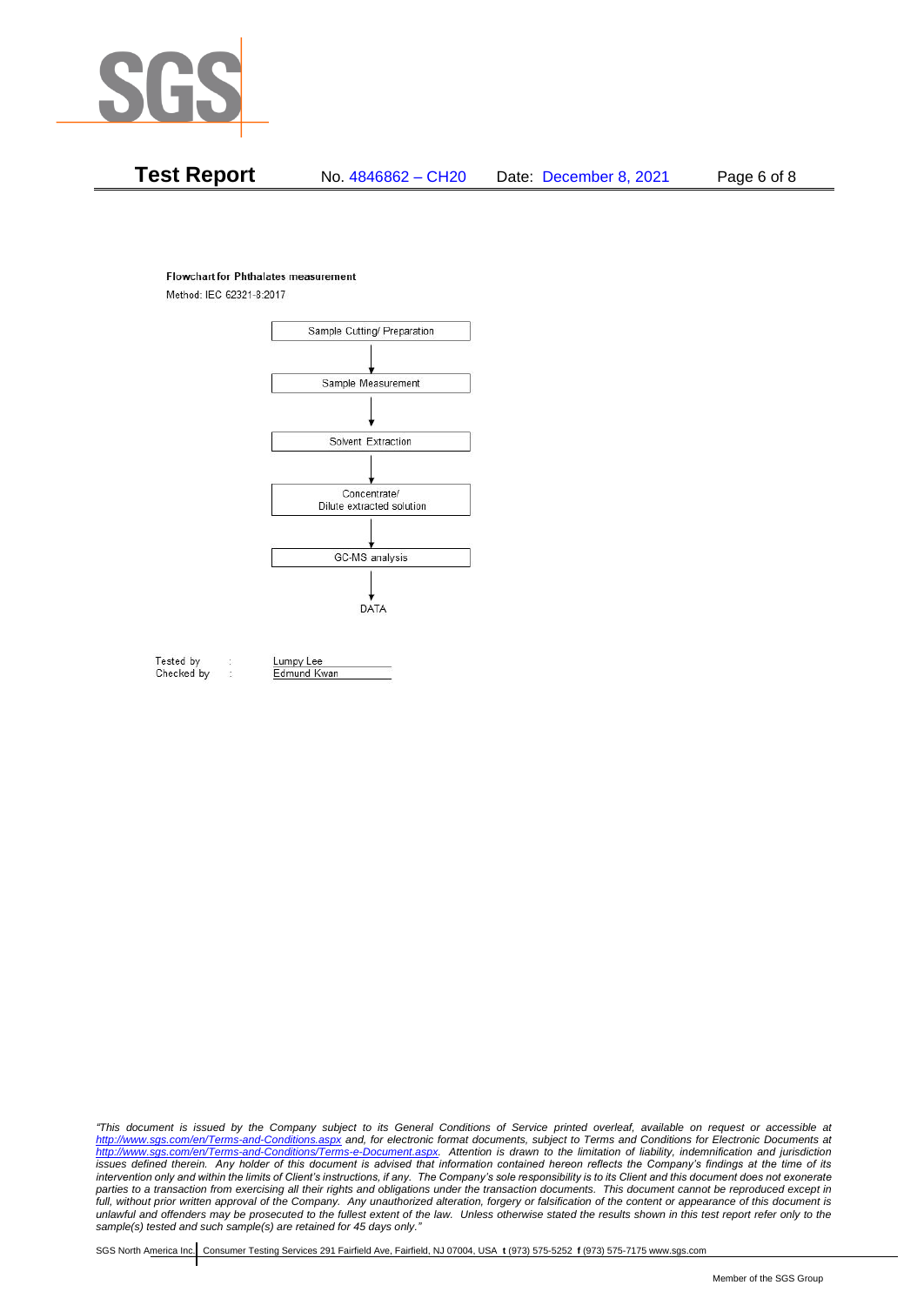**Flowchart for Phthalates measurement**

Method: IEC 62321-8:2017

Sample Cutting/ Preparation

↓

Sample Measurement

↓

Solvent Extraction

↓

Concentrate/
Dilute extracted solution

↓

GC-MS analysis

↓

DATA

Tested by : Lumpy Lee
Checked by : Edmund Kwan

*"This document is issued by the Company subject to its General Conditions of Service printed overleaf, available on request or accessible at http://www.sgs.com/en/Terms-and-Conditions.aspx and, for electronic format documents, subject to Terms and Conditions for Electronic Documents at http://www.sgs.com/en/Terms-and-Conditions/Terms-e-Document.aspx. Attention is drawn to the limitation of liability, indemnification and jurisdiction issues defined therein. Any holder of this document is advised that information contained hereon reflects the Company's findings at the time of its intervention only and within the limits of Client's instructions, if any. The Company's sole responsibility is to its Client and this document does not exonerate parties to a transaction from exercising all their rights and obligations under the transaction documents. This document cannot be reproduced except in full, without prior written approval of the Company. Any unauthorized alteration, forgery or falsification of the content or appearance of this document is unlawful and offenders may be prosecuted to the fullest extent of the law. Unless otherwise stated the results shown in this test report refer only to the sample(s) tested and such sample(s) are retained for 45 days only."*

SGS North America Inc. | Consumer Testing Services 291 Fairfield Ave, Fairfield, NJ 07004, USA **t** (973) 575-5252 **f** (973) 575-7175 www.sgs.com

Member of the SGS Group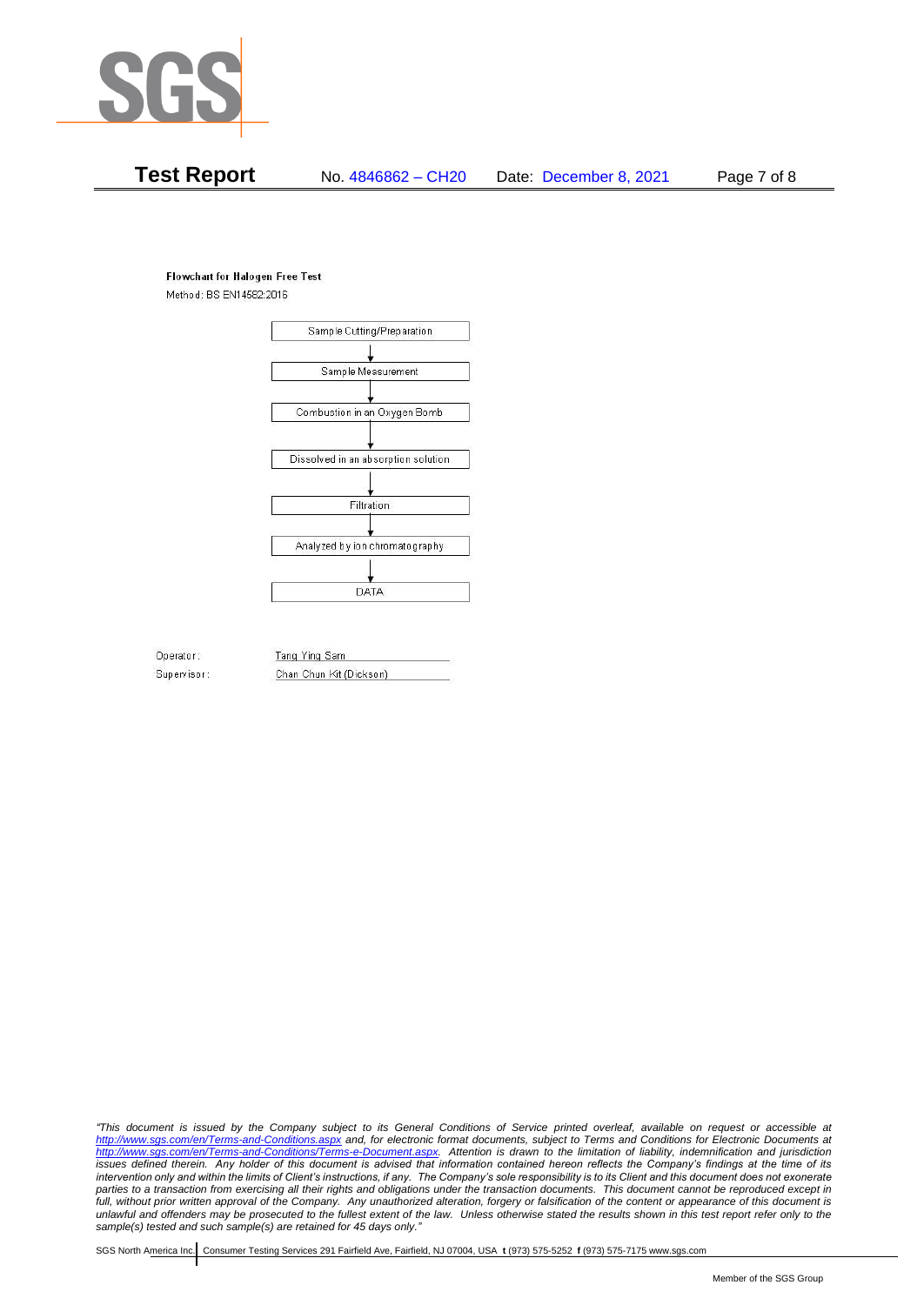**Flowchart for Halogen Free Test**

Method: BS EN14582:2016

Sample Cutting/Preparation

↓

Sample Measurement

↓

Combustion in an Oxygen Bomb

↓

Dissolved in an absorption solution

↓

Filtration

↓

Analyzed by ion chromatography

↓

DATA

Operator: Tang Ying Sam

Supervisor: Chan Chun Kit (Dickson)

*"This document is issued by the Company subject to its General Conditions of Service printed overleaf, available on request or accessible at http://www.sgs.com/en/Terms-and-Conditions.aspx and, for electronic format documents, subject to Terms and Conditions for Electronic Documents at http://www.sgs.com/en/Terms-and-Conditions/Terms-e-Document.aspx. Attention is drawn to the limitation of liability, indemnification and jurisdiction issues defined therein. Any holder of this document is advised that information contained hereon reflects the Company's findings at the time of its intervention only and within the limits of Client's instructions, if any. The Company's sole responsibility is to its Client and this document does not exonerate parties to a transaction from exercising all their rights and obligations under the transaction documents. This document cannot be reproduced except in full, without prior written approval of the Company. Any unauthorized alteration, forgery or falsification of the content or appearance of this document is unlawful and offenders may be prosecuted to the fullest extent of the law. Unless otherwise stated the results shown in this test report refer only to the sample(s) tested and such sample(s) are retained for 45 days only."*

SGS North America Inc. | Consumer Testing Services 291 Fairfield Ave, Fairfield, NJ 07004, USA **t** (973) 575-5252 **f** (973) 575-7175 www.sgs.com

Member of the SGS Group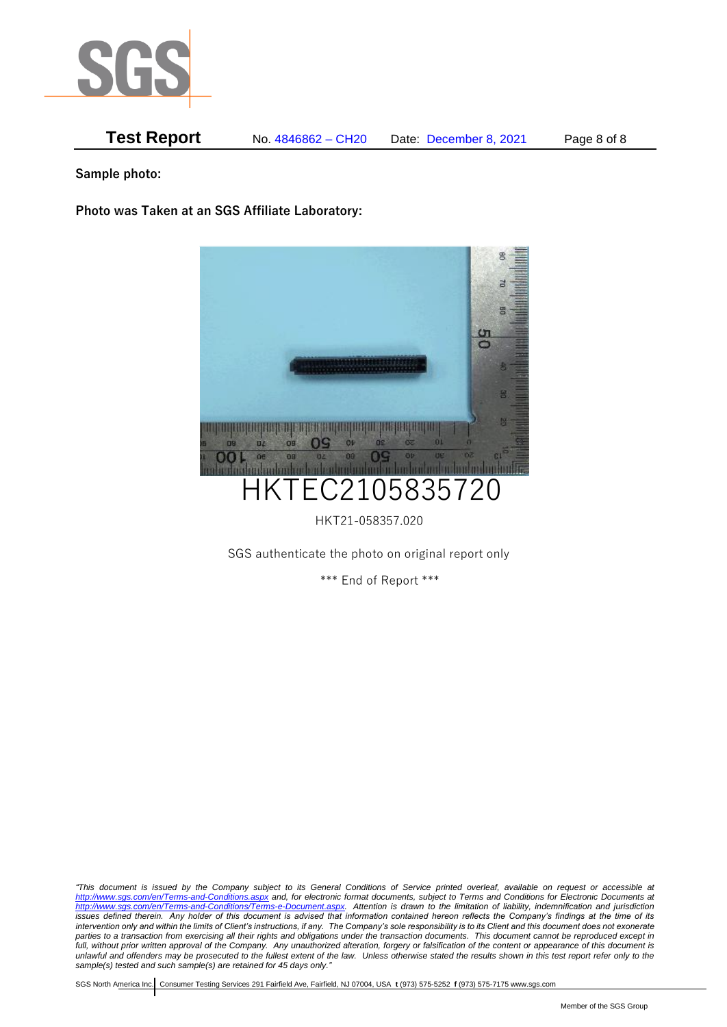**Sample photo:**

**Photo was Taken at an SGS Affiliate Laboratory:**

HKTEC2105835720

HKT21-058357.020

SGS authenticate the photo on original report only

*** End of Report ***

*"This document is issued by the Company subject to its General Conditions of Service printed overleaf, available on request or accessible at http://www.sgs.com/en/Terms-and-Conditions.aspx and, for electronic format documents, subject to Terms and Conditions for Electronic Documents at http://www.sgs.com/en/Terms-and-Conditions/Terms-e-Document.aspx. Attention is drawn to the limitation of liability, indemnification and jurisdiction issues defined therein. Any holder of this document is advised that information contained hereon reflects the Company's findings at the time of its intervention only and within the limits of Client's instructions, if any. The Company's sole responsibility is to its Client and this document does not exonerate parties to a transaction from exercising all their rights and obligations under the transaction documents. This document cannot be reproduced except in full, without prior written approval of the Company. Any unauthorized alteration, forgery or falsification of the content or appearance of this document is unlawful and offenders may be prosecuted to the fullest extent of the law. Unless otherwise stated the results shown in this test report refer only to the sample(s) tested and such sample(s) are retained for 45 days only."*

SGS North America Inc. | Consumer Testing Services 291 Fairfield Ave, Fairfield, NJ 07004, USA **t** (973) 575-5252 **f** (973) 575-7175 www.sgs.com

Member of the SGS Group